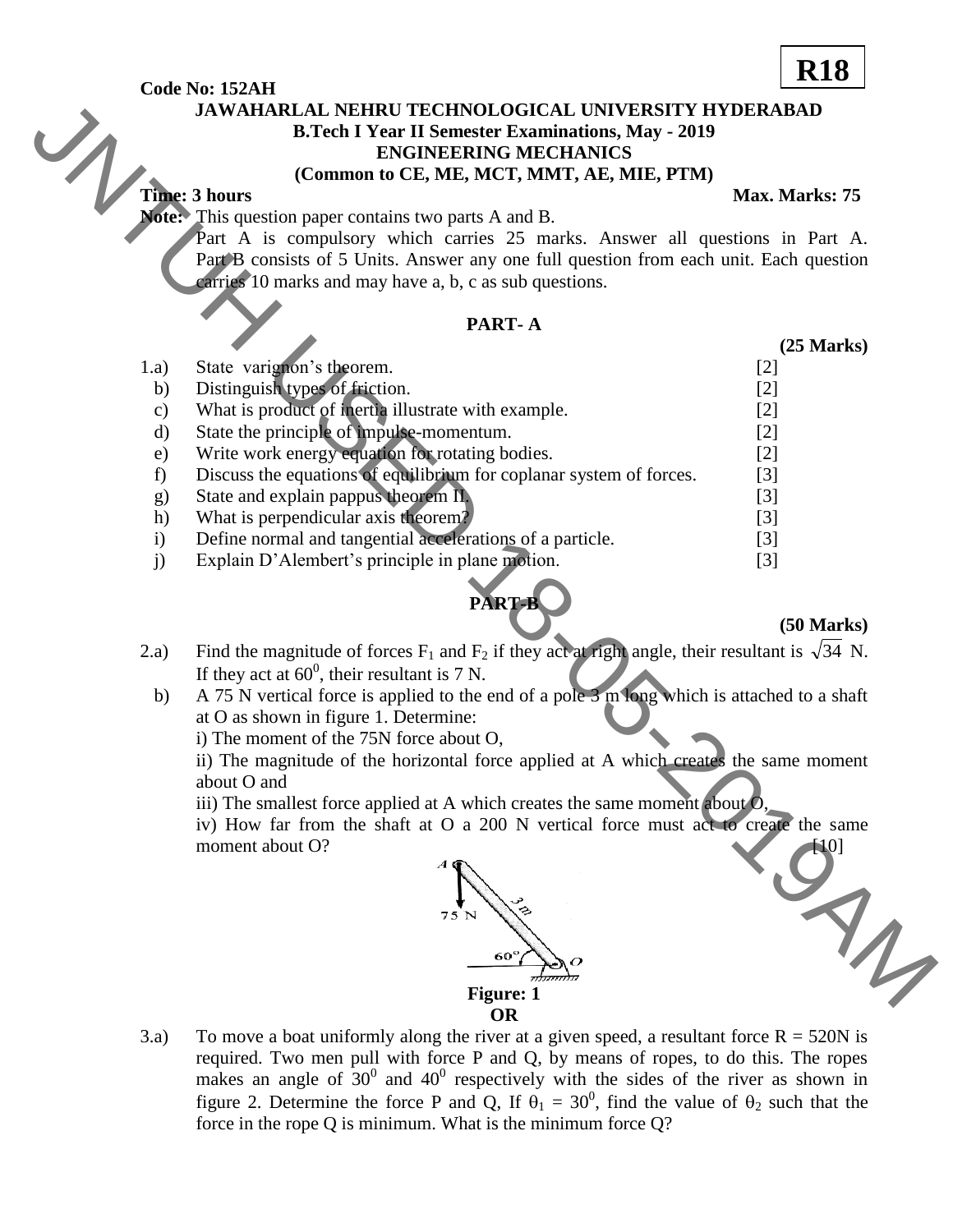**R18**

**Code No: 152AH**

**JAWAHARLAL NEHRU TECHNOLOGICAL UNIVERSITY HYDERABAD**
**B.Tech I Year II Semester Examinations, May - 2019**
**ENGINEERING MECHANICS**
**(Common to CE, ME, MCT, MMT, AE, MIE, PTM)**

**Time: 3 hours** **Max. Marks: 75**

**Note:** This question paper contains two parts A and B.
Part A is compulsory which carries 25 marks. Answer all questions in Part A. Part B consists of 5 Units. Answer any one full question from each unit. Each question carries 10 marks and may have a, b, c as sub questions.

## PART- A

**(25 Marks)**

1.a) State varignon's theorem. [2]
b) Distinguish types of friction. [2]
c) What is product of inertia illustrate with example. [2]
d) State the principle of impulse-momentum. [2]
e) Write work energy equation for rotating bodies. [2]
f) Discuss the equations of equilibrium for coplanar system of forces. [3]
g) State and explain pappus theorem II. [3]
h) What is perpendicular axis theorem? [3]
i) Define normal and tangential accelerations of a particle. [3]
j) Explain D'Alembert's principle in plane motion. [3]

## PART-B

**(50 Marks)**

2.a) Find the magnitude of forces $F_1$ and $F_2$ if they act at right angle, their resultant is $\sqrt{34}$ N. If they act at $60^0$, their resultant is 7 N.

b) A 75 N vertical force is applied to the end of a pole 3 m long which is attached to a shaft at O as shown in figure 1. Determine:
i) The moment of the 75N force about O,
ii) The magnitude of the horizontal force applied at A which creates the same moment about O and
iii) The smallest force applied at A which creates the same moment about O,
iv) How far from the shaft at O a 200 N vertical force must act to create the same moment about O? [10]

**Figure: 1**

**OR**

3.a) To move a boat uniformly along the river at a given speed, a resultant force R = 520N is required. Two men pull with force P and Q, by means of ropes, to do this. The ropes makes an angle of $30^0$ and $40^0$ respectively with the sides of the river as shown in figure 2. Determine the force P and Q, If $\theta_1 = 30^0$, find the value of $\theta_2$ such that the force in the rope Q is minimum. What is the minimum force Q?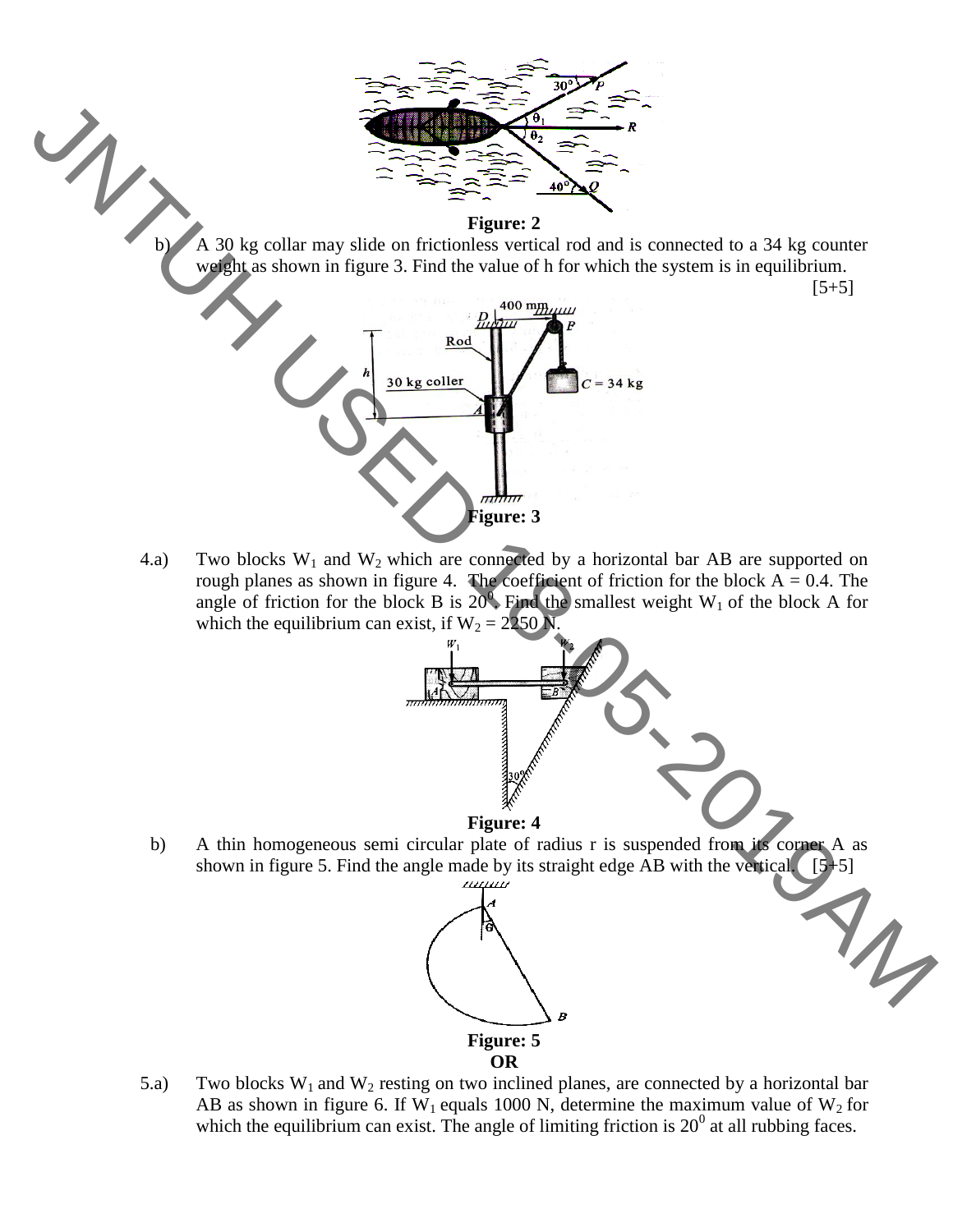Figure: 2

b) A 30 kg collar may slide on frictionless vertical rod and is connected to a 34 kg counter weight as shown in figure 3. Find the value of h for which the system is in equilibrium. [5+5]

Figure: 3

4.a) Two blocks $W_1$ and $W_2$ which are connected by a horizontal bar AB are supported on rough planes as shown in figure 4. The coefficient of friction for the block A = 0.4. The angle of friction for the block B is $20^0$. Find the smallest weight $W_1$ of the block A for which the equilibrium can exist, if $W_2$ = 2250 N.

Figure: 4

b) A thin homogeneous semi circular plate of radius r is suspended from its corner A as shown in figure 5. Find the angle made by its straight edge AB with the vertical. [5+5]

Figure: 5

**OR**

5.a) Two blocks $W_1$ and $W_2$ resting on two inclined planes, are connected by a horizontal bar AB as shown in figure 6. If $W_1$ equals 1000 N, determine the maximum value of $W_2$ for which the equilibrium can exist. The angle of limiting friction is $20^0$ at all rubbing faces.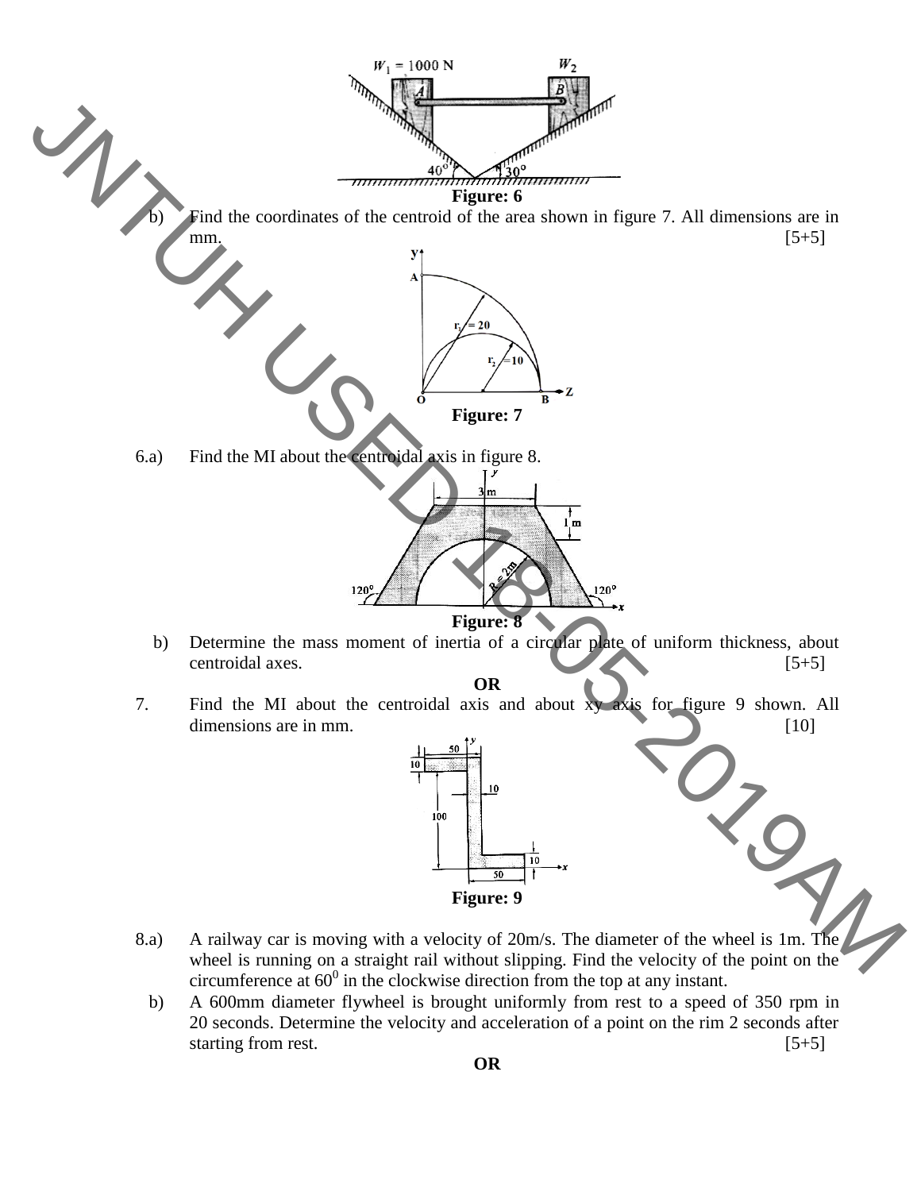Figure: 6

b) Find the coordinates of the centroid of the area shown in figure 7. All dimensions are in mm. [5+5]

Figure: 7

6.a) Find the MI about the centroidal axis in figure 8.

Figure: 8

b) Determine the mass moment of inertia of a circular plate of uniform thickness, about centroidal axes. [5+5]

**OR**

7. Find the MI about the centroidal axis and about xy axis for figure 9 shown. All dimensions are in mm. [10]

Figure: 9

8.a) A railway car is moving with a velocity of 20m/s. The diameter of the wheel is 1m. The wheel is running on a straight rail without slipping. Find the velocity of the point on the circumference at $60^0$ in the clockwise direction from the top at any instant.

b) A 600mm diameter flywheel is brought uniformly from rest to a speed of 350 rpm in 20 seconds. Determine the velocity and acceleration of a point on the rim 2 seconds after starting from rest. [5+5]

**OR**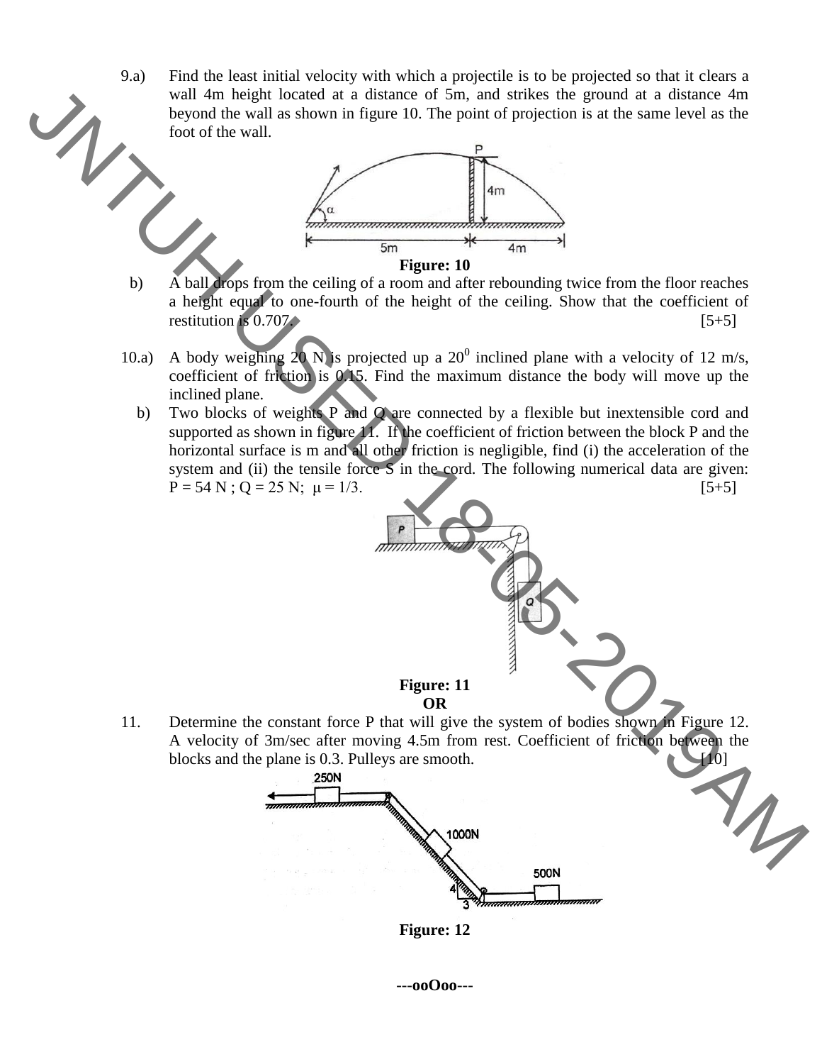9.a) Find the least initial velocity with which a projectile is to be projected so that it clears a wall 4m height located at a distance of 5m, and strikes the ground at a distance 4m beyond the wall as shown in figure 10. The point of projection is at the same level as the foot of the wall.

P

4m

α

5m

4m

**Figure: 10**

b) A ball drops from the ceiling of a room and after rebounding twice from the floor reaches a height equal to one-fourth of the height of the ceiling. Show that the coefficient of restitution is 0.707. [5+5]

10.a) A body weighing 20 N is projected up a $20^0$ inclined plane with a velocity of 12 m/s, coefficient of friction is 0.15. Find the maximum distance the body will move up the inclined plane.

b) Two blocks of weights P and Q are connected by a flexible but inextensible cord and supported as shown in figure 11. If the coefficient of friction between the block P and the horizontal surface is m and all other friction is negligible, find (i) the acceleration of the system and (ii) the tensile force S in the cord. The following numerical data are given: P = 54 N ; Q = 25 N; $\mu = 1/3$. [5+5]

P

Q

**Figure: 11**

**OR**

11. Determine the constant force P that will give the system of bodies shown in Figure 12. A velocity of 3m/sec after moving 4.5m from rest. Coefficient of friction between the blocks and the plane is 0.3. Pulleys are smooth. [10]

250N

1000N

500N

4

3

**Figure: 12**

**---ooOoo---**